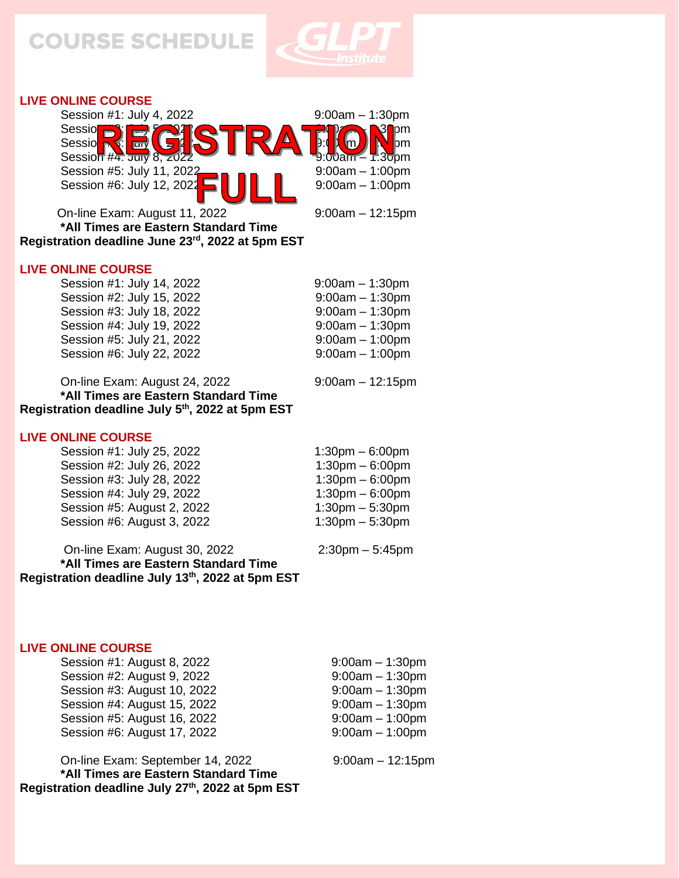# COURSE SCHEDULE

GLPT Institute

## LIVE ONLINE COURSE

**REGISTRATION FULL**

| Session | Time |
|---|---|
| Session #1: July 4, 2022 | 9:00am – 1:30pm |
| Session #2: July 5, 2022 | 9:00am – 1:30pm |
| Session #3: July 7, 2022 | 9:00am – 1:30pm |
| Session #4: July 8, 2022 | 9:00am – 1:30pm |
| Session #5: July 11, 2022 | 9:00am – 1:00pm |
| Session #6: July 12, 2022 | 9:00am – 1:00pm |
| On-line Exam: August 11, 2022 | 9:00am – 12:15pm |

**\*All Times are Eastern Standard Time**

**Registration deadline June 23rd, 2022 at 5pm EST**

## LIVE ONLINE COURSE

| Session | Time |
|---|---|
| Session #1: July 14, 2022 | 9:00am – 1:30pm |
| Session #2: July 15, 2022 | 9:00am – 1:30pm |
| Session #3: July 18, 2022 | 9:00am – 1:30pm |
| Session #4: July 19, 2022 | 9:00am – 1:30pm |
| Session #5: July 21, 2022 | 9:00am – 1:00pm |
| Session #6: July 22, 2022 | 9:00am – 1:00pm |
| On-line Exam: August 24, 2022 | 9:00am – 12:15pm |

**\*All Times are Eastern Standard Time**

**Registration deadline July 5th, 2022 at 5pm EST**

## LIVE ONLINE COURSE

| Session | Time |
|---|---|
| Session #1: July 25, 2022 | 1:30pm – 6:00pm |
| Session #2: July 26, 2022 | 1:30pm – 6:00pm |
| Session #3: July 28, 2022 | 1:30pm – 6:00pm |
| Session #4: July 29, 2022 | 1:30pm – 6:00pm |
| Session #5: August 2, 2022 | 1:30pm – 5:30pm |
| Session #6: August 3, 2022 | 1:30pm – 5:30pm |
| On-line Exam: August 30, 2022 | 2:30pm – 5:45pm |

**\*All Times are Eastern Standard Time**

**Registration deadline July 13th, 2022 at 5pm EST**

## LIVE ONLINE COURSE

| Session | Time |
|---|---|
| Session #1: August 8, 2022 | 9:00am – 1:30pm |
| Session #2: August 9, 2022 | 9:00am – 1:30pm |
| Session #3: August 10, 2022 | 9:00am – 1:30pm |
| Session #4: August 15, 2022 | 9:00am – 1:30pm |
| Session #5: August 16, 2022 | 9:00am – 1:00pm |
| Session #6: August 17, 2022 | 9:00am – 1:00pm |
| On-line Exam: September 14, 2022 | 9:00am – 12:15pm |

**\*All Times are Eastern Standard Time**

**Registration deadline July 27th, 2022 at 5pm EST**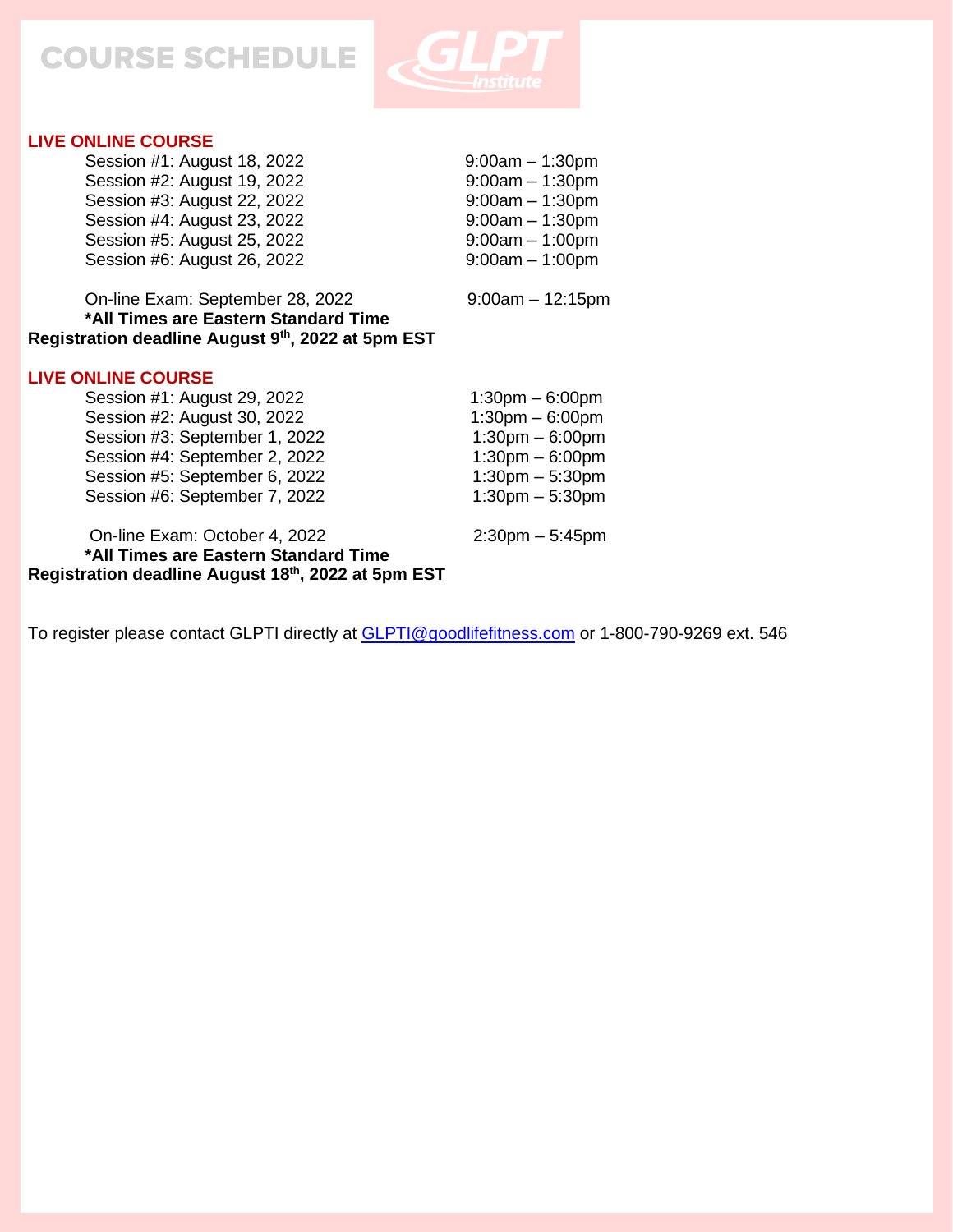# COURSE SCHEDULE

GLPT Institute

## LIVE ONLINE COURSE

| | |
|---|---|
| Session #1: August 18, 2022 | 9:00am – 1:30pm |
| Session #2: August 19, 2022 | 9:00am – 1:30pm |
| Session #3: August 22, 2022 | 9:00am – 1:30pm |
| Session #4: August 23, 2022 | 9:00am – 1:30pm |
| Session #5: August 25, 2022 | 9:00am – 1:00pm |
| Session #6: August 26, 2022 | 9:00am – 1:00pm |
| On-line Exam: September 28, 2022 | 9:00am – 12:15pm |

**\*All Times are Eastern Standard Time**

**Registration deadline August 9th, 2022 at 5pm EST**

## LIVE ONLINE COURSE

| | |
|---|---|
| Session #1: August 29, 2022 | 1:30pm – 6:00pm |
| Session #2: August 30, 2022 | 1:30pm – 6:00pm |
| Session #3: September 1, 2022 | 1:30pm – 6:00pm |
| Session #4: September 2, 2022 | 1:30pm – 6:00pm |
| Session #5: September 6, 2022 | 1:30pm – 5:30pm |
| Session #6: September 7, 2022 | 1:30pm – 5:30pm |
| On-line Exam: October 4, 2022 | 2:30pm – 5:45pm |

**\*All Times are Eastern Standard Time**

**Registration deadline August 18th, 2022 at 5pm EST**

To register please contact GLPTI directly at GLPTI@goodlifefitness.com or 1-800-790-9269 ext. 546